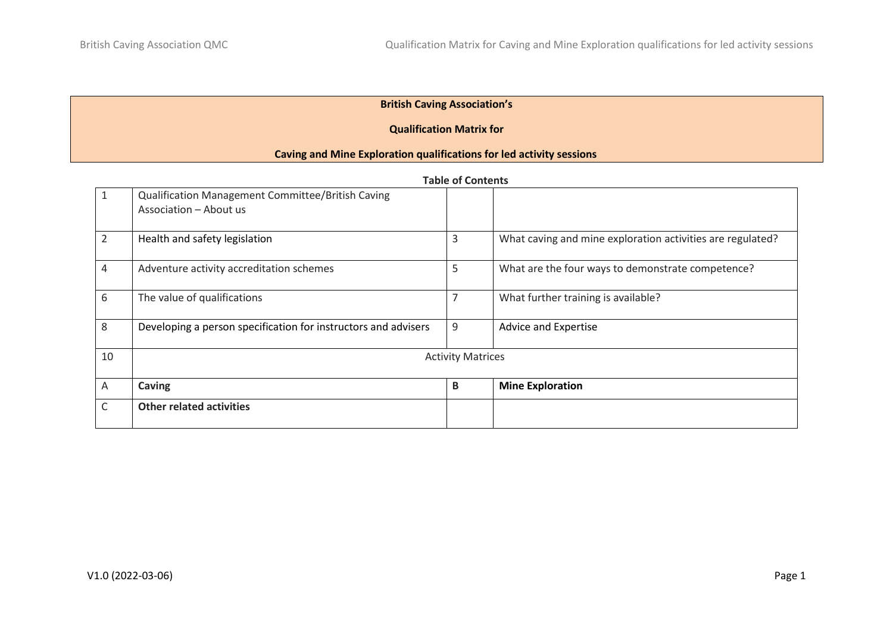# British Caving Association's

## Qualification Matrix for

## Caving and Mine Exploration qualifications for led activity sessions

**Table of Contents**

| | | | |
|---|---|---|---|
| 1 | Qualification Management Committee/British Caving Association – About us | | |
| 2 | Health and safety legislation | 3 | What caving and mine exploration activities are regulated? |
| 4 | Adventure activity accreditation schemes | 5 | What are the four ways to demonstrate competence? |
| 6 | The value of qualifications | 7 | What further training is available? |
| 8 | Developing a person specification for instructors and advisers | 9 | Advice and Expertise |
| 10 | Activity Matrices | | |
| A | **Caving** | **B** | **Mine Exploration** |
| C | **Other related activities** | | |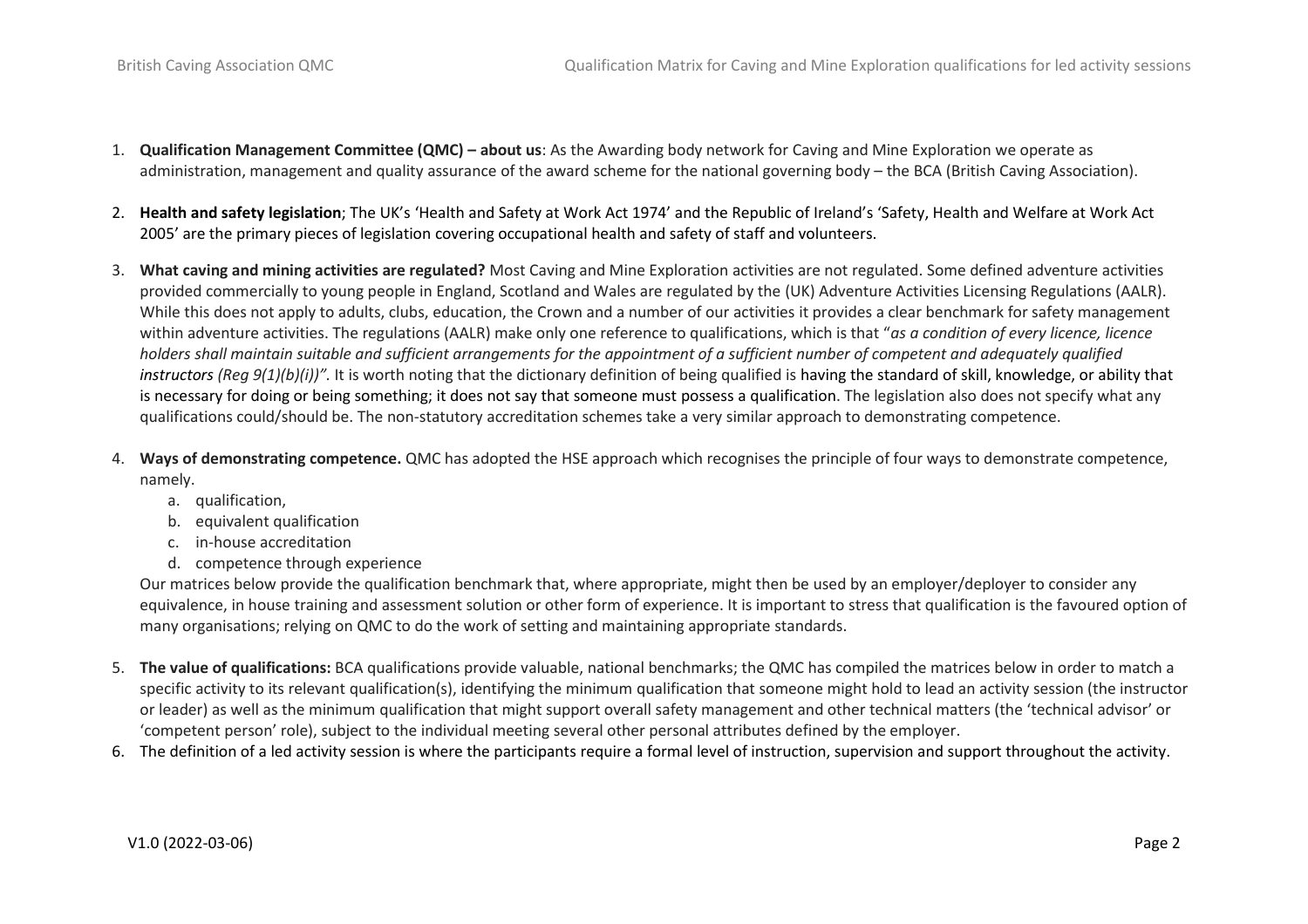1. **Qualification Management Committee (QMC) – about us**: As the Awarding body network for Caving and Mine Exploration we operate as administration, management and quality assurance of the award scheme for the national governing body – the BCA (British Caving Association).

2. **Health and safety legislation**; The UK's 'Health and Safety at Work Act 1974' and the Republic of Ireland's 'Safety, Health and Welfare at Work Act 2005' are the primary pieces of legislation covering occupational health and safety of staff and volunteers.

3. **What caving and mining activities are regulated?** Most Caving and Mine Exploration activities are not regulated. Some defined adventure activities provided commercially to young people in England, Scotland and Wales are regulated by the (UK) Adventure Activities Licensing Regulations (AALR). While this does not apply to adults, clubs, education, the Crown and a number of our activities it provides a clear benchmark for safety management within adventure activities. The regulations (AALR) make only one reference to qualifications, which is that "*as a condition of every licence, licence holders shall maintain suitable and sufficient arrangements for the appointment of a sufficient number of competent and adequately qualified instructors (Reg 9(1)(b)(i))".* It is worth noting that the dictionary definition of being qualified is having the standard of skill, knowledge, or ability that is necessary for doing or being something; it does not say that someone must possess a qualification. The legislation also does not specify what any qualifications could/should be. The non-statutory accreditation schemes take a very similar approach to demonstrating competence.

4. **Ways of demonstrating competence.** QMC has adopted the HSE approach which recognises the principle of four ways to demonstrate competence, namely.
   a. qualification,
   b. equivalent qualification
   c. in-house accreditation
   d. competence through experience

   Our matrices below provide the qualification benchmark that, where appropriate, might then be used by an employer/deployer to consider any equivalence, in house training and assessment solution or other form of experience. It is important to stress that qualification is the favoured option of many organisations; relying on QMC to do the work of setting and maintaining appropriate standards.

5. **The value of qualifications:** BCA qualifications provide valuable, national benchmarks; the QMC has compiled the matrices below in order to match a specific activity to its relevant qualification(s), identifying the minimum qualification that someone might hold to lead an activity session (the instructor or leader) as well as the minimum qualification that might support overall safety management and other technical matters (the 'technical advisor' or 'competent person' role), subject to the individual meeting several other personal attributes defined by the employer.

6. The definition of a led activity session is where the participants require a formal level of instruction, supervision and support throughout the activity.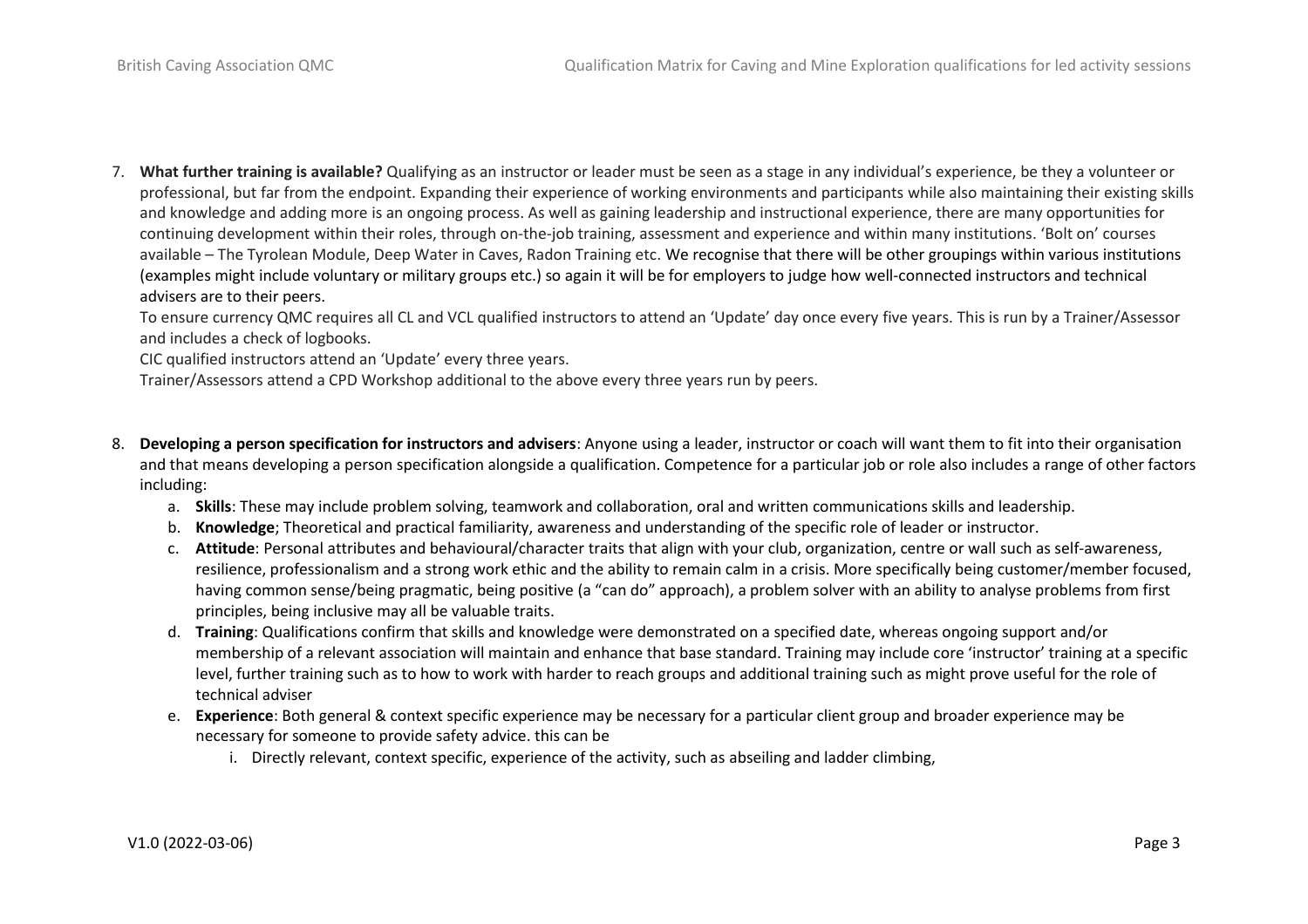7. **What further training is available?** Qualifying as an instructor or leader must be seen as a stage in any individual's experience, be they a volunteer or professional, but far from the endpoint. Expanding their experience of working environments and participants while also maintaining their existing skills and knowledge and adding more is an ongoing process. As well as gaining leadership and instructional experience, there are many opportunities for continuing development within their roles, through on-the-job training, assessment and experience and within many institutions. 'Bolt on' courses available – The Tyrolean Module, Deep Water in Caves, Radon Training etc. We recognise that there will be other groupings within various institutions (examples might include voluntary or military groups etc.) so again it will be for employers to judge how well-connected instructors and technical advisers are to their peers.

   To ensure currency QMC requires all CL and VCL qualified instructors to attend an 'Update' day once every five years. This is run by a Trainer/Assessor and includes a check of logbooks.

   CIC qualified instructors attend an 'Update' every three years.

   Trainer/Assessors attend a CPD Workshop additional to the above every three years run by peers.

8. **Developing a person specification for instructors and advisers**: Anyone using a leader, instructor or coach will want them to fit into their organisation and that means developing a person specification alongside a qualification. Competence for a particular job or role also includes a range of other factors including:
   a. **Skills**: These may include problem solving, teamwork and collaboration, oral and written communications skills and leadership.
   b. **Knowledge**; Theoretical and practical familiarity, awareness and understanding of the specific role of leader or instructor.
   c. **Attitude**: Personal attributes and behavioural/character traits that align with your club, organization, centre or wall such as self-awareness, resilience, professionalism and a strong work ethic and the ability to remain calm in a crisis. More specifically being customer/member focused, having common sense/being pragmatic, being positive (a "can do" approach), a problem solver with an ability to analyse problems from first principles, being inclusive may all be valuable traits.
   d. **Training**: Qualifications confirm that skills and knowledge were demonstrated on a specified date, whereas ongoing support and/or membership of a relevant association will maintain and enhance that base standard. Training may include core 'instructor' training at a specific level, further training such as to how to work with harder to reach groups and additional training such as might prove useful for the role of technical adviser
   e. **Experience**: Both general & context specific experience may be necessary for a particular client group and broader experience may be necessary for someone to provide safety advice. this can be
      i. Directly relevant, context specific, experience of the activity, such as abseiling and ladder climbing,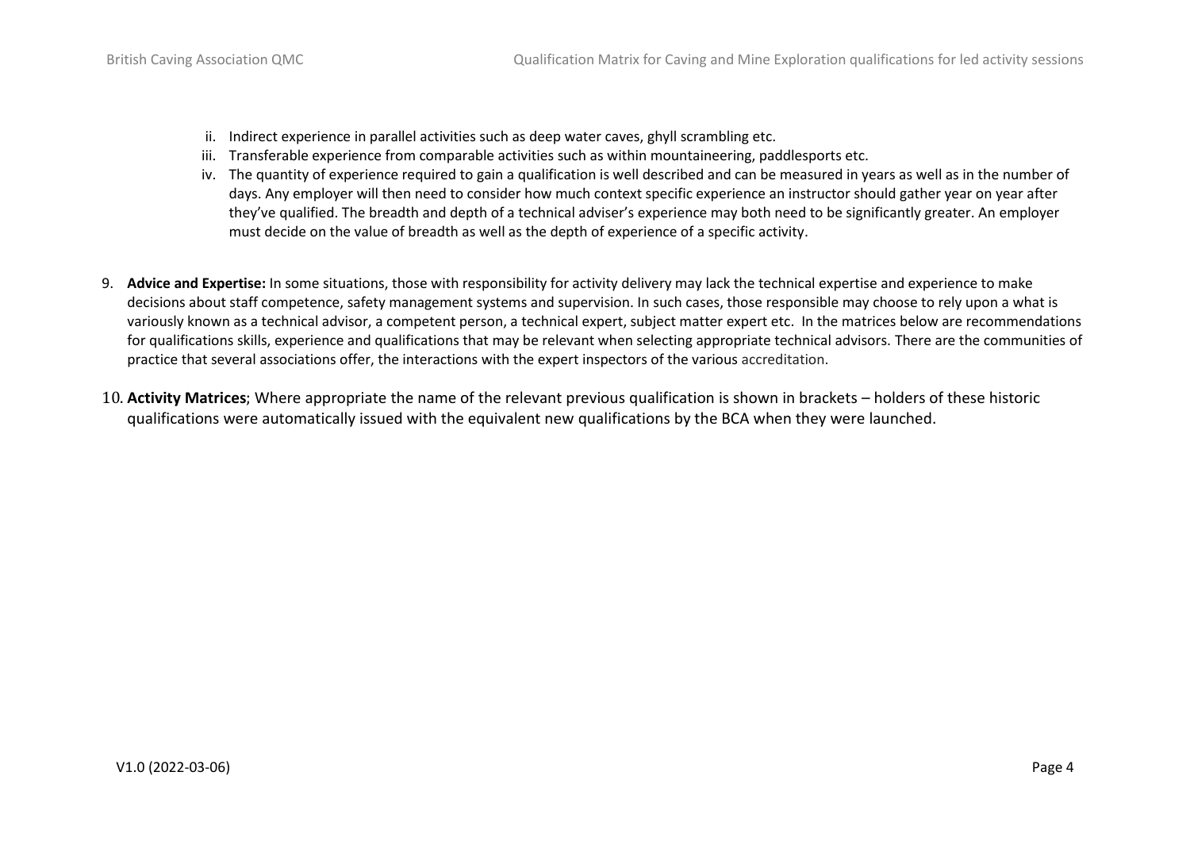ii. Indirect experience in parallel activities such as deep water caves, ghyll scrambling etc.
   iii. Transferable experience from comparable activities such as within mountaineering, paddlesports etc.
   iv. The quantity of experience required to gain a qualification is well described and can be measured in years as well as in the number of days. Any employer will then need to consider how much context specific experience an instructor should gather year on year after they've qualified. The breadth and depth of a technical adviser's experience may both need to be significantly greater. An employer must decide on the value of breadth as well as the depth of experience of a specific activity.

9. **Advice and Expertise:** In some situations, those with responsibility for activity delivery may lack the technical expertise and experience to make decisions about staff competence, safety management systems and supervision. In such cases, those responsible may choose to rely upon a what is variously known as a technical advisor, a competent person, a technical expert, subject matter expert etc. In the matrices below are recommendations for qualifications skills, experience and qualifications that may be relevant when selecting appropriate technical advisors. There are the communities of practice that several associations offer, the interactions with the expert inspectors of the various accreditation.

10. **Activity Matrices**; Where appropriate the name of the relevant previous qualification is shown in brackets – holders of these historic qualifications were automatically issued with the equivalent new qualifications by the BCA when they were launched.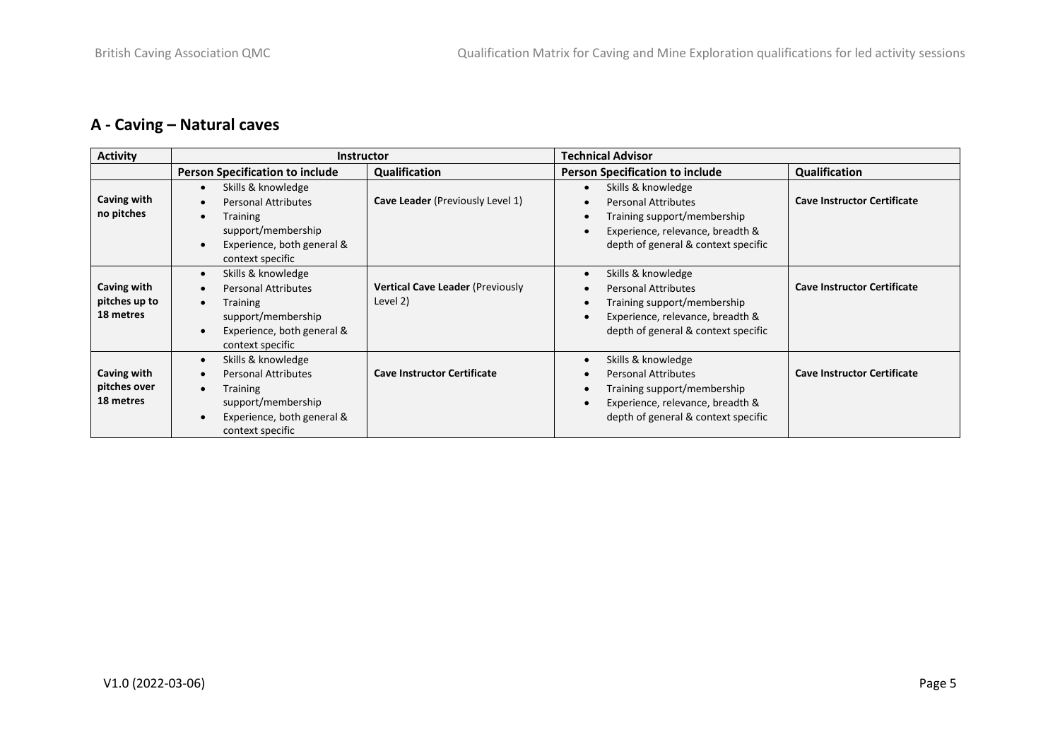## A - Caving – Natural caves

| Activity | Instructor | | Technical Advisor | |
|---|---|---|---|---|
| | **Person Specification to include** | **Qualification** | **Person Specification to include** | **Qualification** |
| **Caving with no pitches** | • Skills & knowledge<br>• Personal Attributes<br>• Training support/membership<br>• Experience, both general & context specific | **Cave Leader** (Previously Level 1) | • Skills & knowledge<br>• Personal Attributes<br>• Training support/membership<br>• Experience, relevance, breadth & depth of general & context specific | **Cave Instructor Certificate** |
| **Caving with pitches up to 18 metres** | • Skills & knowledge<br>• Personal Attributes<br>• Training support/membership<br>• Experience, both general & context specific | **Vertical Cave Leader** (Previously Level 2) | • Skills & knowledge<br>• Personal Attributes<br>• Training support/membership<br>• Experience, relevance, breadth & depth of general & context specific | **Cave Instructor Certificate** |
| **Caving with pitches over 18 metres** | • Skills & knowledge<br>• Personal Attributes<br>• Training support/membership<br>• Experience, both general & context specific | **Cave Instructor Certificate** | • Skills & knowledge<br>• Personal Attributes<br>• Training support/membership<br>• Experience, relevance, breadth & depth of general & context specific | **Cave Instructor Certificate** |

V1.0 (2022-03-06)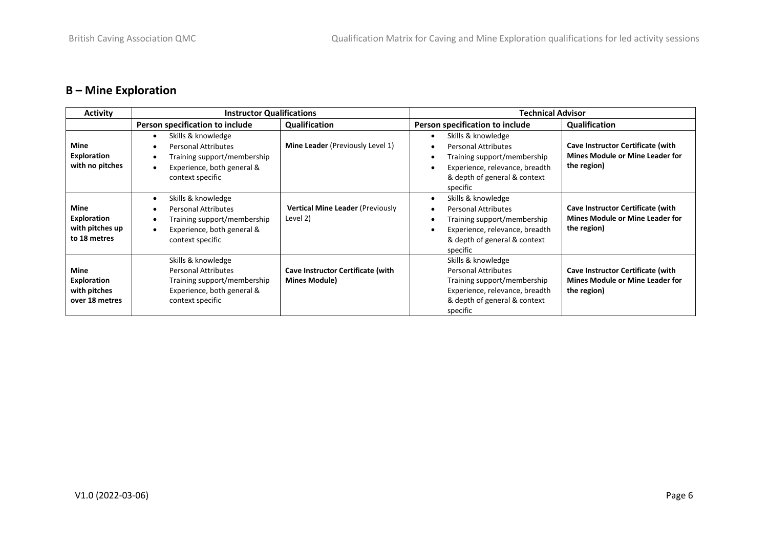## B – Mine Exploration

| Activity | Instructor Qualifications | | Technical Advisor | |
|---|---|---|---|---|
| | **Person specification to include** | **Qualification** | **Person specification to include** | **Qualification** |
| **Mine Exploration with no pitches** | • Skills & knowledge<br>• Personal Attributes<br>• Training support/membership<br>• Experience, both general & context specific | **Mine Leader** (Previously Level 1) | • Skills & knowledge<br>• Personal Attributes<br>• Training support/membership<br>• Experience, relevance, breadth & depth of general & context specific | **Cave Instructor Certificate (with Mines Module or Mine Leader for the region)** |
| **Mine Exploration with pitches up to 18 metres** | • Skills & knowledge<br>• Personal Attributes<br>• Training support/membership<br>• Experience, both general & context specific | **Vertical Mine Leader** (Previously Level 2) | • Skills & knowledge<br>• Personal Attributes<br>• Training support/membership<br>• Experience, relevance, breadth & depth of general & context specific | **Cave Instructor Certificate (with Mines Module or Mine Leader for the region)** |
| **Mine Exploration with pitches over 18 metres** | Skills & knowledge<br>Personal Attributes<br>Training support/membership<br>Experience, both general & context specific | **Cave Instructor Certificate (with Mines Module)** | Skills & knowledge<br>Personal Attributes<br>Training support/membership<br>Experience, relevance, breadth & depth of general & context specific | **Cave Instructor Certificate (with Mines Module or Mine Leader for the region)** |

V1.0 (2022-03-06)